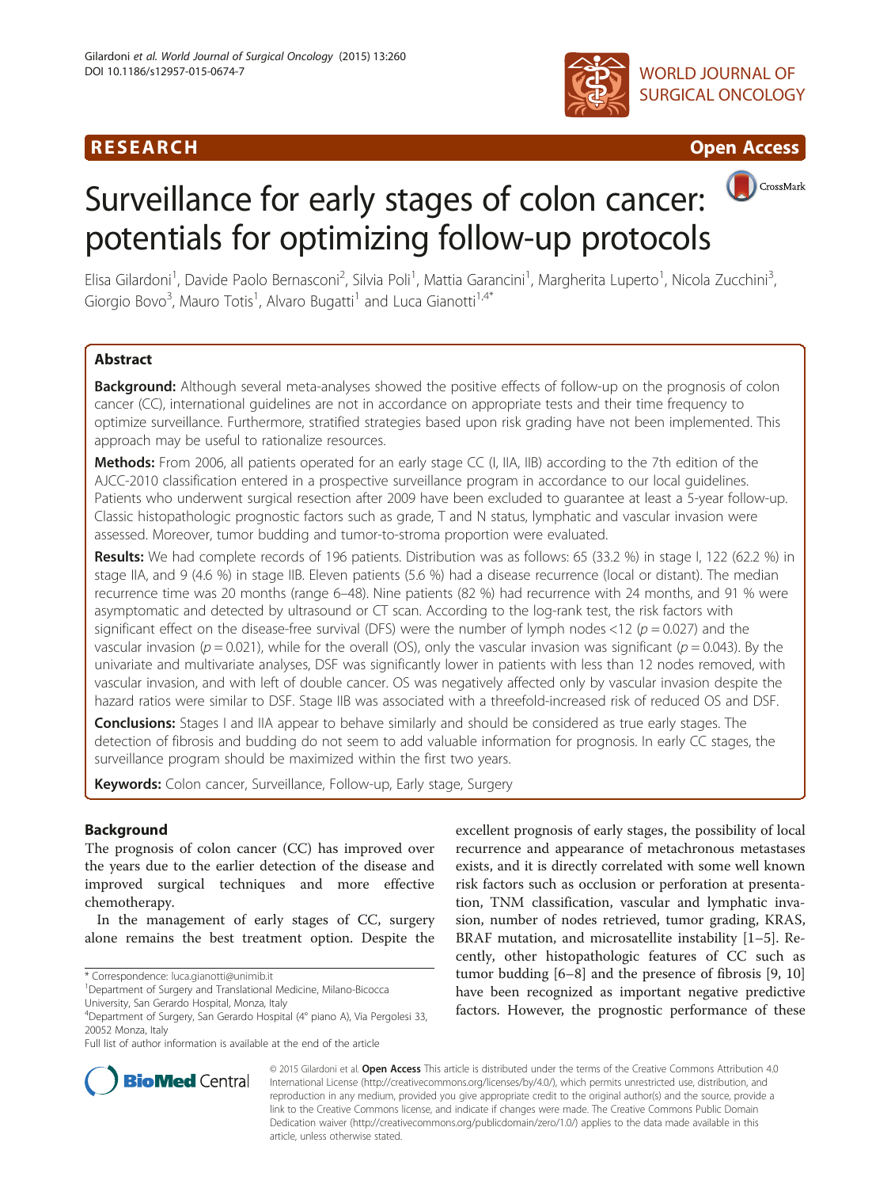RESEARCH Open Access

# Surveillance for early stages of colon cancer: potentials for optimizing follow-up protocols

Elisa Gilardoni[1], Davide Paolo Bernasconi[2], Silvia Poli[1], Mattia Garancini[1], Margherita Luperto[1], Nicola Zucchini[3], Giorgio Bovo[3], Mauro Totis[1], Alvaro Bugatti[1] and Luca Gianotti[1,4*]

## Abstract

**Background:** Although several meta-analyses showed the positive effects of follow-up on the prognosis of colon cancer (CC), international guidelines are not in accordance on appropriate tests and their time frequency to optimize surveillance. Furthermore, stratified strategies based upon risk grading have not been implemented. This approach may be useful to rationalize resources.

**Methods:** From 2006, all patients operated for an early stage CC (I, IIA, IIB) according to the 7th edition of the AJCC-2010 classification entered in a prospective surveillance program in accordance to our local guidelines. Patients who underwent surgical resection after 2009 have been excluded to guarantee at least a 5-year follow-up. Classic histopathologic prognostic factors such as grade, T and N status, lymphatic and vascular invasion were assessed. Moreover, tumor budding and tumor-to-stroma proportion were evaluated.

**Results:** We had complete records of 196 patients. Distribution was as follows: 65 (33.2 %) in stage I, 122 (62.2 %) in stage IIA, and 9 (4.6 %) in stage IIB. Eleven patients (5.6 %) had a disease recurrence (local or distant). The median recurrence time was 20 months (range 6–48). Nine patients (82 %) had recurrence with 24 months, and 91 % were asymptomatic and detected by ultrasound or CT scan. According to the log-rank test, the risk factors with significant effect on the disease-free survival (DFS) were the number of lymph nodes <12 ($p = 0.027$) and the vascular invasion ($p = 0.021$), while for the overall (OS), only the vascular invasion was significant ($p = 0.043$). By the univariate and multivariate analyses, DSF was significantly lower in patients with less than 12 nodes removed, with vascular invasion, and with left of double cancer. OS was negatively affected only by vascular invasion despite the hazard ratios were similar to DSF. Stage IIB was associated with a threefold-increased risk of reduced OS and DSF.

**Conclusions:** Stages I and IIA appear to behave similarly and should be considered as true early stages. The detection of fibrosis and budding do not seem to add valuable information for prognosis. In early CC stages, the surveillance program should be maximized within the first two years.

**Keywords:** Colon cancer, Surveillance, Follow-up, Early stage, Surgery

## Background

The prognosis of colon cancer (CC) has improved over the years due to the earlier detection of the disease and improved surgical techniques and more effective chemotherapy.

In the management of early stages of CC, surgery alone remains the best treatment option. Despite the excellent prognosis of early stages, the possibility of local recurrence and appearance of metachronous metastases exists, and it is directly correlated with some well known risk factors such as occlusion or perforation at presentation, TNM classification, vascular and lymphatic invasion, number of nodes retrieved, tumor grading, KRAS, BRAF mutation, and microsatellite instability [1–5]. Recently, other histopathologic features of CC such as tumor budding [6–8] and the presence of fibrosis [9, 10] have been recognized as important negative predictive factors. However, the prognostic performance of these

* Correspondence: luca.gianotti@unimib.it
[1]Department of Surgery and Translational Medicine, Milano-Bicocca University, San Gerardo Hospital, Monza, Italy
[4]Department of Surgery, San Gerardo Hospital (4° piano A), Via Pergolesi 33, 20052 Monza, Italy
Full list of author information is available at the end of the article

© 2015 Gilardoni et al. **Open Access** This article is distributed under the terms of the Creative Commons Attribution 4.0 International License (http://creativecommons.org/licenses/by/4.0/), which permits unrestricted use, distribution, and reproduction in any medium, provided you give appropriate credit to the original author(s) and the source, provide a link to the Creative Commons license, and indicate if changes were made. The Creative Commons Public Domain Dedication waiver (http://creativecommons.org/publicdomain/zero/1.0/) applies to the data made available in this article, unless otherwise stated.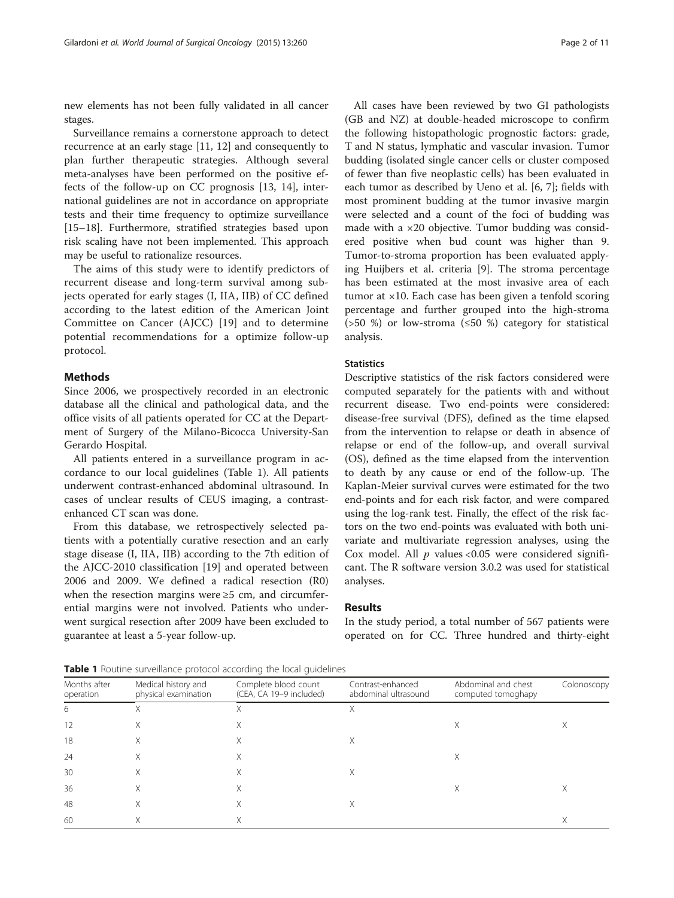new elements has not been fully validated in all cancer stages.

Surveillance remains a cornerstone approach to detect recurrence at an early stage [11, 12] and consequently to plan further therapeutic strategies. Although several meta-analyses have been performed on the positive effects of the follow-up on CC prognosis [13, 14], international guidelines are not in accordance on appropriate tests and their time frequency to optimize surveillance [15–18]. Furthermore, stratified strategies based upon risk scaling have not been implemented. This approach may be useful to rationalize resources.

The aims of this study were to identify predictors of recurrent disease and long-term survival among subjects operated for early stages (I, IIA, IIB) of CC defined according to the latest edition of the American Joint Committee on Cancer (AJCC) [19] and to determine potential recommendations for a optimize follow-up protocol.

## Methods

Since 2006, we prospectively recorded in an electronic database all the clinical and pathological data, and the office visits of all patients operated for CC at the Department of Surgery of the Milano-Bicocca University-San Gerardo Hospital.

All patients entered in a surveillance program in accordance to our local guidelines (Table 1). All patients underwent contrast-enhanced abdominal ultrasound. In cases of unclear results of CEUS imaging, a contrast-enhanced CT scan was done.

From this database, we retrospectively selected patients with a potentially curative resection and an early stage disease (I, IIA, IIB) according to the 7th edition of the AJCC-2010 classification [19] and operated between 2006 and 2009. We defined a radical resection (R0) when the resection margins were ≥5 cm, and circumferential margins were not involved. Patients who underwent surgical resection after 2009 have been excluded to guarantee at least a 5-year follow-up.

All cases have been reviewed by two GI pathologists (GB and NZ) at double-headed microscope to confirm the following histopathologic prognostic factors: grade, T and N status, lymphatic and vascular invasion. Tumor budding (isolated single cancer cells or cluster composed of fewer than five neoplastic cells) has been evaluated in each tumor as described by Ueno et al. [6, 7]; fields with most prominent budding at the tumor invasive margin were selected and a count of the foci of budding was made with a ×20 objective. Tumor budding was considered positive when bud count was higher than 9. Tumor-to-stroma proportion has been evaluated applying Huijbers et al. criteria [9]. The stroma percentage has been estimated at the most invasive area of each tumor at ×10. Each case has been given a tenfold scoring percentage and further grouped into the high-stroma (>50 %) or low-stroma (≤50 %) category for statistical analysis.

### Statistics

Descriptive statistics of the risk factors considered were computed separately for the patients with and without recurrent disease. Two end-points were considered: disease-free survival (DFS), defined as the time elapsed from the intervention to relapse or death in absence of relapse or end of the follow-up, and overall survival (OS), defined as the time elapsed from the intervention to death by any cause or end of the follow-up. The Kaplan-Meier survival curves were estimated for the two end-points and for each risk factor, and were compared using the log-rank test. Finally, the effect of the risk factors on the two end-points was evaluated with both univariate and multivariate regression analyses, using the Cox model. All $p$ values <0.05 were considered significant. The R software version 3.0.2 was used for statistical analyses.

## Results

In the study period, a total number of 567 patients were operated on for CC. Three hundred and thirty-eight

**Table 1** Routine surveillance protocol according the local guidelines

| Months after operation | Medical history and physical examination | Complete blood count (CEA, CA 19–9 included) | Contrast-enhanced abdominal ultrasound | Abdominal and chest computed tomoghapy | Colonoscopy |
|---|---|---|---|---|---|
| 6 | X | X | X | | |
| 12 | X | X | | X | X |
| 18 | X | X | X | | |
| 24 | X | X | | X | |
| 30 | X | X | X | | |
| 36 | X | X | | X | X |
| 48 | X | X | X | | |
| 60 | X | X | | | X |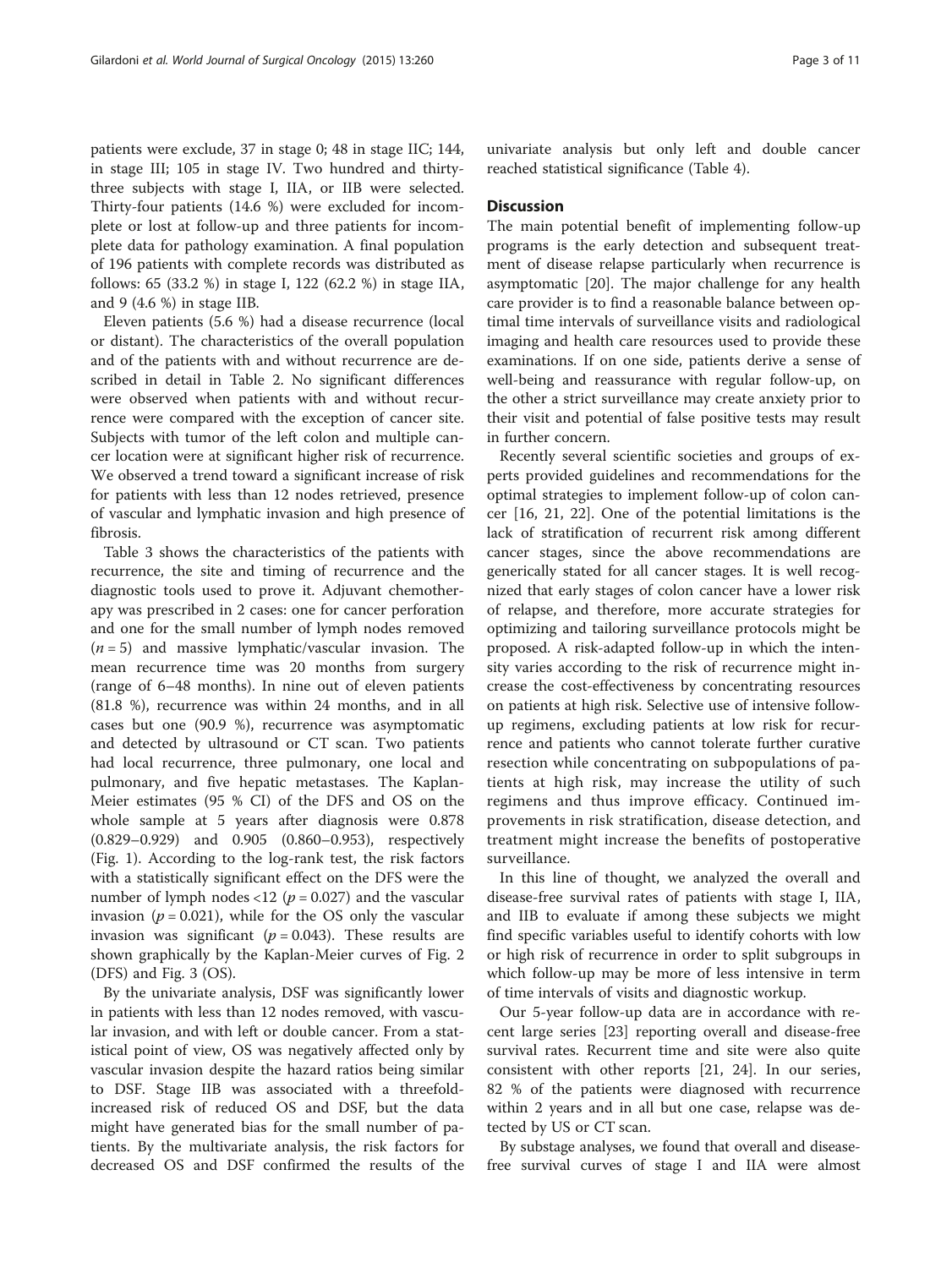patients were exclude, 37 in stage 0; 48 in stage IIC; 144, in stage III; 105 in stage IV. Two hundred and thirty-three subjects with stage I, IIA, or IIB were selected. Thirty-four patients (14.6 %) were excluded for incomplete or lost at follow-up and three patients for incomplete data for pathology examination. A final population of 196 patients with complete records was distributed as follows: 65 (33.2 %) in stage I, 122 (62.2 %) in stage IIA, and 9 (4.6 %) in stage IIB.

Eleven patients (5.6 %) had a disease recurrence (local or distant). The characteristics of the overall population and of the patients with and without recurrence are described in detail in Table 2. No significant differences were observed when patients with and without recurrence were compared with the exception of cancer site. Subjects with tumor of the left colon and multiple cancer location were at significant higher risk of recurrence. We observed a trend toward a significant increase of risk for patients with less than 12 nodes retrieved, presence of vascular and lymphatic invasion and high presence of fibrosis.

Table 3 shows the characteristics of the patients with recurrence, the site and timing of recurrence and the diagnostic tools used to prove it. Adjuvant chemotherapy was prescribed in 2 cases: one for cancer perforation and one for the small number of lymph nodes removed ($n = 5$) and massive lymphatic/vascular invasion. The mean recurrence time was 20 months from surgery (range of 6–48 months). In nine out of eleven patients (81.8 %), recurrence was within 24 months, and in all cases but one (90.9 %), recurrence was asymptomatic and detected by ultrasound or CT scan. Two patients had local recurrence, three pulmonary, one local and pulmonary, and five hepatic metastases. The Kaplan-Meier estimates (95 % CI) of the DFS and OS on the whole sample at 5 years after diagnosis were 0.878 (0.829–0.929) and 0.905 (0.860–0.953), respectively (Fig. 1). According to the log-rank test, the risk factors with a statistically significant effect on the DFS were the number of lymph nodes <12 ($p = 0.027$) and the vascular invasion ($p = 0.021$), while for the OS only the vascular invasion was significant ($p = 0.043$). These results are shown graphically by the Kaplan-Meier curves of Fig. 2 (DFS) and Fig. 3 (OS).

By the univariate analysis, DSF was significantly lower in patients with less than 12 nodes removed, with vascular invasion, and with left or double cancer. From a statistical point of view, OS was negatively affected only by vascular invasion despite the hazard ratios being similar to DSF. Stage IIB was associated with a threefold-increased risk of reduced OS and DSF, but the data might have generated bias for the small number of patients. By the multivariate analysis, the risk factors for decreased OS and DSF confirmed the results of the univariate analysis but only left and double cancer reached statistical significance (Table 4).

## Discussion

The main potential benefit of implementing follow-up programs is the early detection and subsequent treatment of disease relapse particularly when recurrence is asymptomatic [20]. The major challenge for any health care provider is to find a reasonable balance between optimal time intervals of surveillance visits and radiological imaging and health care resources used to provide these examinations. If on one side, patients derive a sense of well-being and reassurance with regular follow-up, on the other a strict surveillance may create anxiety prior to their visit and potential of false positive tests may result in further concern.

Recently several scientific societies and groups of experts provided guidelines and recommendations for the optimal strategies to implement follow-up of colon cancer [16, 21, 22]. One of the potential limitations is the lack of stratification of recurrent risk among different cancer stages, since the above recommendations are generically stated for all cancer stages. It is well recognized that early stages of colon cancer have a lower risk of relapse, and therefore, more accurate strategies for optimizing and tailoring surveillance protocols might be proposed. A risk-adapted follow-up in which the intensity varies according to the risk of recurrence might increase the cost-effectiveness by concentrating resources on patients at high risk. Selective use of intensive follow-up regimens, excluding patients at low risk for recurrence and patients who cannot tolerate further curative resection while concentrating on subpopulations of patients at high risk, may increase the utility of such regimens and thus improve efficacy. Continued improvements in risk stratification, disease detection, and treatment might increase the benefits of postoperative surveillance.

In this line of thought, we analyzed the overall and disease-free survival rates of patients with stage I, IIA, and IIB to evaluate if among these subjects we might find specific variables useful to identify cohorts with low or high risk of recurrence in order to split subgroups in which follow-up may be more of less intensive in term of time intervals of visits and diagnostic workup.

Our 5-year follow-up data are in accordance with recent large series [23] reporting overall and disease-free survival rates. Recurrent time and site were also quite consistent with other reports [21, 24]. In our series, 82 % of the patients were diagnosed with recurrence within 2 years and in all but one case, relapse was detected by US or CT scan.

By substage analyses, we found that overall and disease-free survival curves of stage I and IIA were almost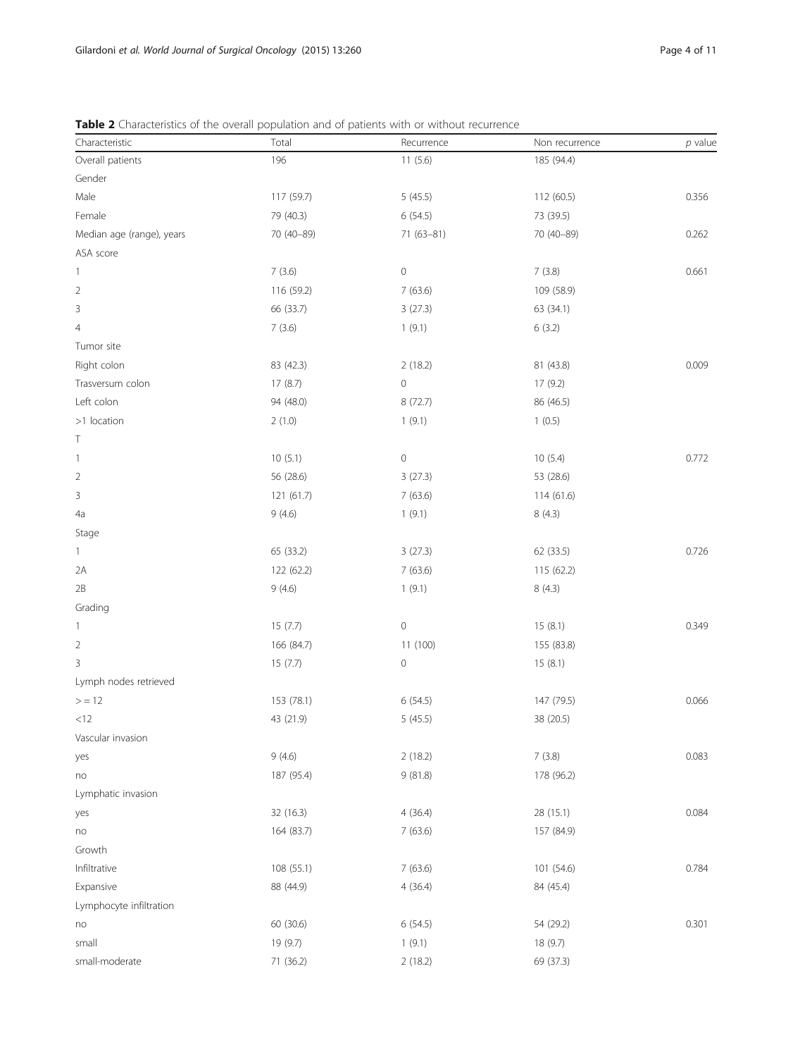**Table 2** Characteristics of the overall population and of patients with or without recurrence

| Characteristic | Total | Recurrence | Non recurrence | *p* value |
|---|---|---|---|---|
| Overall patients | 196 | 11 (5.6) | 185 (94.4) | |
| Gender | | | | |
| Male | 117 (59.7) | 5 (45.5) | 112 (60.5) | 0.356 |
| Female | 79 (40.3) | 6 (54.5) | 73 (39.5) | |
| Median age (range), years | 70 (40–89) | 71 (63–81) | 70 (40–89) | 0.262 |
| ASA score | | | | |
| 1 | 7 (3.6) | 0 | 7 (3.8) | 0.661 |
| 2 | 116 (59.2) | 7 (63.6) | 109 (58.9) | |
| 3 | 66 (33.7) | 3 (27.3) | 63 (34.1) | |
| 4 | 7 (3.6) | 1 (9.1) | 6 (3.2) | |
| Tumor site | | | | |
| Right colon | 83 (42.3) | 2 (18.2) | 81 (43.8) | 0.009 |
| Trasversum colon | 17 (8.7) | 0 | 17 (9.2) | |
| Left colon | 94 (48.0) | 8 (72.7) | 86 (46.5) | |
| >1 location | 2 (1.0) | 1 (9.1) | 1 (0.5) | |
| T | | | | |
| 1 | 10 (5.1) | 0 | 10 (5.4) | 0.772 |
| 2 | 56 (28.6) | 3 (27.3) | 53 (28.6) | |
| 3 | 121 (61.7) | 7 (63.6) | 114 (61.6) | |
| 4a | 9 (4.6) | 1 (9.1) | 8 (4.3) | |
| Stage | | | | |
| 1 | 65 (33.2) | 3 (27.3) | 62 (33.5) | 0.726 |
| 2A | 122 (62.2) | 7 (63.6) | 115 (62.2) | |
| 2B | 9 (4.6) | 1 (9.1) | 8 (4.3) | |
| Grading | | | | |
| 1 | 15 (7.7) | 0 | 15 (8.1) | 0.349 |
| 2 | 166 (84.7) | 11 (100) | 155 (83.8) | |
| 3 | 15 (7.7) | 0 | 15 (8.1) | |
| Lymph nodes retrieved | | | | |
| > = 12 | 153 (78.1) | 6 (54.5) | 147 (79.5) | 0.066 |
| <12 | 43 (21.9) | 5 (45.5) | 38 (20.5) | |
| Vascular invasion | | | | |
| yes | 9 (4.6) | 2 (18.2) | 7 (3.8) | 0.083 |
| no | 187 (95.4) | 9 (81.8) | 178 (96.2) | |
| Lymphatic invasion | | | | |
| yes | 32 (16.3) | 4 (36.4) | 28 (15.1) | 0.084 |
| no | 164 (83.7) | 7 (63.6) | 157 (84.9) | |
| Growth | | | | |
| Infiltrative | 108 (55.1) | 7 (63.6) | 101 (54.6) | 0.784 |
| Expansive | 88 (44.9) | 4 (36.4) | 84 (45.4) | |
| Lymphocyte infiltration | | | | |
| no | 60 (30.6) | 6 (54.5) | 54 (29.2) | 0.301 |
| small | 19 (9.7) | 1 (9.1) | 18 (9.7) | |
| small-moderate | 71 (36.2) | 2 (18.2) | 69 (37.3) | |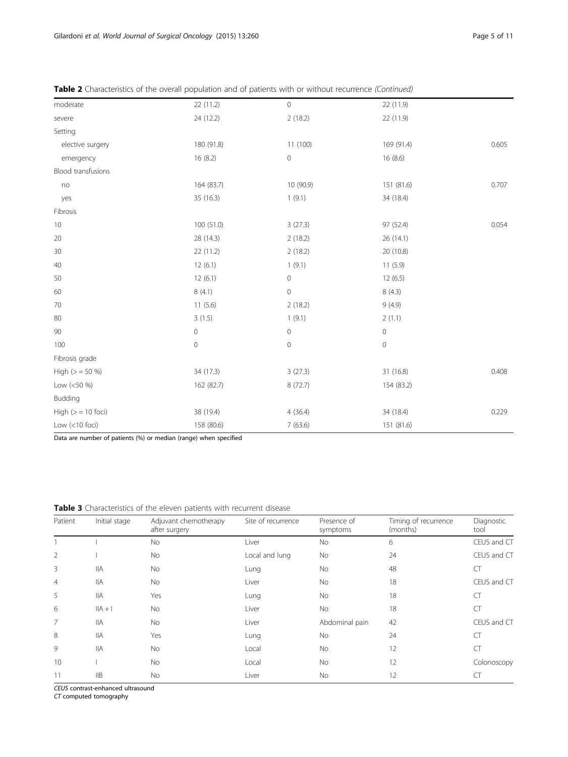**Table 2** Characteristics of the overall population and of patients with or without recurrence *(Continued)*

| | | | | |
|---|---|---|---|---|
| moderate | 22 (11.2) | 0 | 22 (11.9) | |
| severe | 24 (12.2) | 2 (18.2) | 22 (11.9) | |
| Setting | | | | |
| elective surgery | 180 (91.8) | 11 (100) | 169 (91.4) | 0.605 |
| emergency | 16 (8.2) | 0 | 16 (8.6) | |
| Blood transfusions | | | | |
| no | 164 (83.7) | 10 (90.9) | 151 (81.6) | 0.707 |
| yes | 35 (16.3) | 1 (9.1) | 34 (18.4) | |
| Fibrosis | | | | |
| 10 | 100 (51.0) | 3 (27.3) | 97 (52.4) | 0.054 |
| 20 | 28 (14.3) | 2 (18.2) | 26 (14.1) | |
| 30 | 22 (11.2) | 2 (18.2) | 20 (10.8) | |
| 40 | 12 (6.1) | 1 (9.1) | 11 (5.9) | |
| 50 | 12 (6.1) | 0 | 12 (6.5) | |
| 60 | 8 (4.1) | 0 | 8 (4.3) | |
| 70 | 11 (5.6) | 2 (18.2) | 9 (4.9) | |
| 80 | 3 (1.5) | 1 (9.1) | 2 (1.1) | |
| 90 | 0 | 0 | 0 | |
| 100 | 0 | 0 | 0 | |
| Fibrosis grade | | | | |
| High (> = 50 %) | 34 (17.3) | 3 (27.3) | 31 (16.8) | 0.408 |
| Low (<50 %) | 162 (82.7) | 8 (72.7) | 154 (83.2) | |
| Budding | | | | |
| High (> = 10 foci) | 38 (19.4) | 4 (36.4) | 34 (18.4) | 0.229 |
| Low (<10 foci) | 158 (80.6) | 7 (63.6) | 151 (81.6) | |

Data are number of patients (%) or median (range) when specified

**Table 3** Characteristics of the eleven patients with recurrent disease

| Patient | Initial stage | Adjuvant chemotherapy after surgery | Site of recurrence | Presence of symptoms | Timing of recurrence (months) | Diagnostic tool |
|---|---|---|---|---|---|---|
| 1 | I | No | Liver | No | 6 | CEUS and CT |
| 2 | I | No | Local and lung | No | 24 | CEUS and CT |
| 3 | IIA | No | Lung | No | 48 | CT |
| 4 | IIA | No | Liver | No | 18 | CEUS and CT |
| 5 | IIA | Yes | Lung | No | 18 | CT |
| 6 | IIA + I | No | Liver | No | 18 | CT |
| 7 | IIA | No | Liver | Abdominal pain | 42 | CEUS and CT |
| 8 | IIA | Yes | Lung | No | 24 | CT |
| 9 | IIA | No | Local | No | 12 | CT |
| 10 | I | No | Local | No | 12 | Colonoscopy |
| 11 | IIB | No | Liver | No | 12 | CT |

*CEUS* contrast-enhanced ultrasound
*CT* computed tomography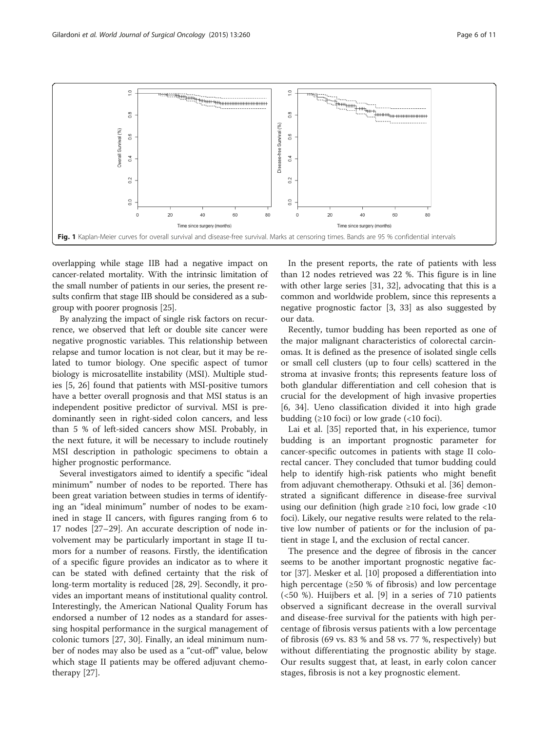Fig. 1 Kaplan-Meier curves for overall survival and disease-free survival. Marks at censoring times. Bands are 95 % confidential intervals

overlapping while stage IIB had a negative impact on cancer-related mortality. With the intrinsic limitation of the small number of patients in our series, the present results confirm that stage IIB should be considered as a subgroup with poorer prognosis [25].

By analyzing the impact of single risk factors on recurrence, we observed that left or double site cancer were negative prognostic variables. This relationship between relapse and tumor location is not clear, but it may be related to tumor biology. One specific aspect of tumor biology is microsatellite instability (MSI). Multiple studies [5, 26] found that patients with MSI-positive tumors have a better overall prognosis and that MSI status is an independent positive predictor of survival. MSI is predominantly seen in right-sided colon cancers, and less than 5 % of left-sided cancers show MSI. Probably, in the next future, it will be necessary to include routinely MSI description in pathologic specimens to obtain a higher prognostic performance.

Several investigators aimed to identify a specific "ideal minimum" number of nodes to be reported. There has been great variation between studies in terms of identifying an "ideal minimum" number of nodes to be examined in stage II cancers, with figures ranging from 6 to 17 nodes [27–29]. An accurate description of node involvement may be particularly important in stage II tumors for a number of reasons. Firstly, the identification of a specific figure provides an indicator as to where it can be stated with defined certainty that the risk of long-term mortality is reduced [28, 29]. Secondly, it provides an important means of institutional quality control. Interestingly, the American National Quality Forum has endorsed a number of 12 nodes as a standard for assessing hospital performance in the surgical management of colonic tumors [27, 30]. Finally, an ideal minimum number of nodes may also be used as a "cut-off" value, below which stage II patients may be offered adjuvant chemotherapy [27].

In the present reports, the rate of patients with less than 12 nodes retrieved was 22 %. This figure is in line with other large series [31, 32], advocating that this is a common and worldwide problem, since this represents a negative prognostic factor [3, 33] as also suggested by our data.

Recently, tumor budding has been reported as one of the major malignant characteristics of colorectal carcinomas. It is defined as the presence of isolated single cells or small cell clusters (up to four cells) scattered in the stroma at invasive fronts; this represents feature loss of both glandular differentiation and cell cohesion that is crucial for the development of high invasive properties [6, 34]. Ueno classification divided it into high grade budding (≥10 foci) or low grade (<10 foci).

Lai et al. [35] reported that, in his experience, tumor budding is an important prognostic parameter for cancer-specific outcomes in patients with stage II colorectal cancer. They concluded that tumor budding could help to identify high-risk patients who might benefit from adjuvant chemotherapy. Othsuki et al. [36] demonstrated a significant difference in disease-free survival using our definition (high grade ≥10 foci, low grade <10 foci). Likely, our negative results were related to the relative low number of patients or for the inclusion of patient in stage I, and the exclusion of rectal cancer.

The presence and the degree of fibrosis in the cancer seems to be another important prognostic negative factor [37]. Mesker et al. [10] proposed a differentiation into high percentage (≥50 % of fibrosis) and low percentage (<50 %). Huijbers et al. [9] in a series of 710 patients observed a significant decrease in the overall survival and disease-free survival for the patients with high percentage of fibrosis versus patients with a low percentage of fibrosis (69 vs. 83 % and 58 vs. 77 %, respectively) but without differentiating the prognostic ability by stage. Our results suggest that, at least, in early colon cancer stages, fibrosis is not a key prognostic element.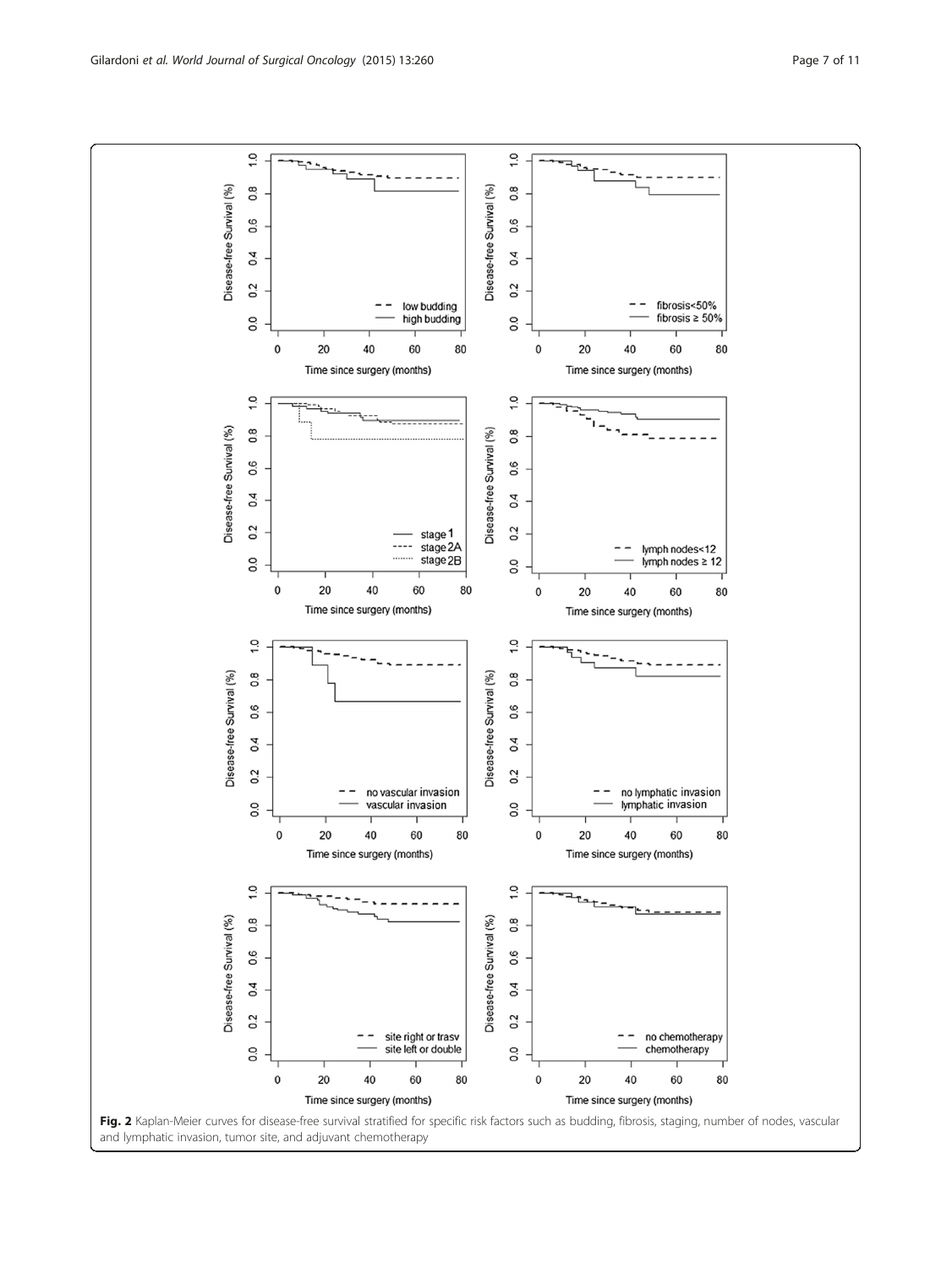**Fig. 2** Kaplan-Meier curves for disease-free survival stratified for specific risk factors such as budding, fibrosis, staging, number of nodes, vascular and lymphatic invasion, tumor site, and adjuvant chemotherapy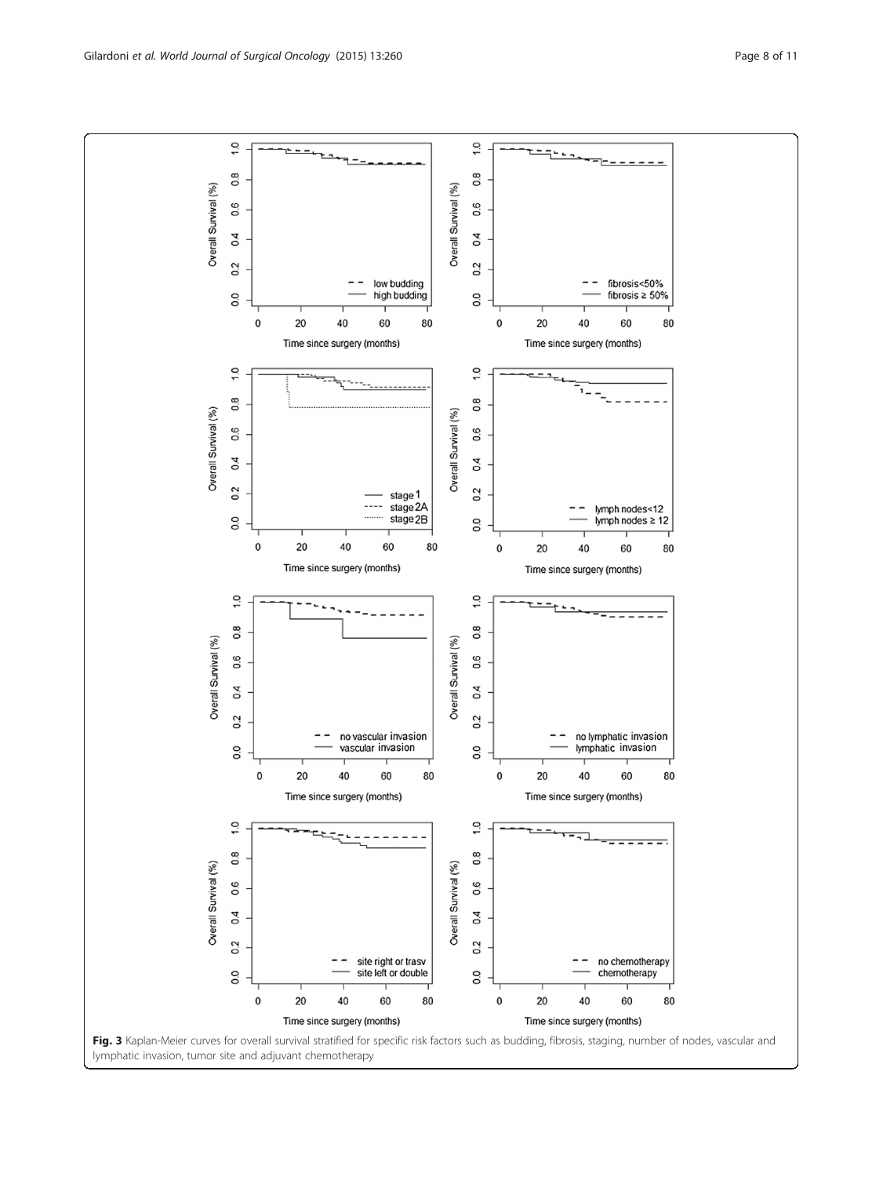**Fig. 3** Kaplan-Meier curves for overall survival stratified for specific risk factors such as budding, fibrosis, staging, number of nodes, vascular and lymphatic invasion, tumor site and adjuvant chemotherapy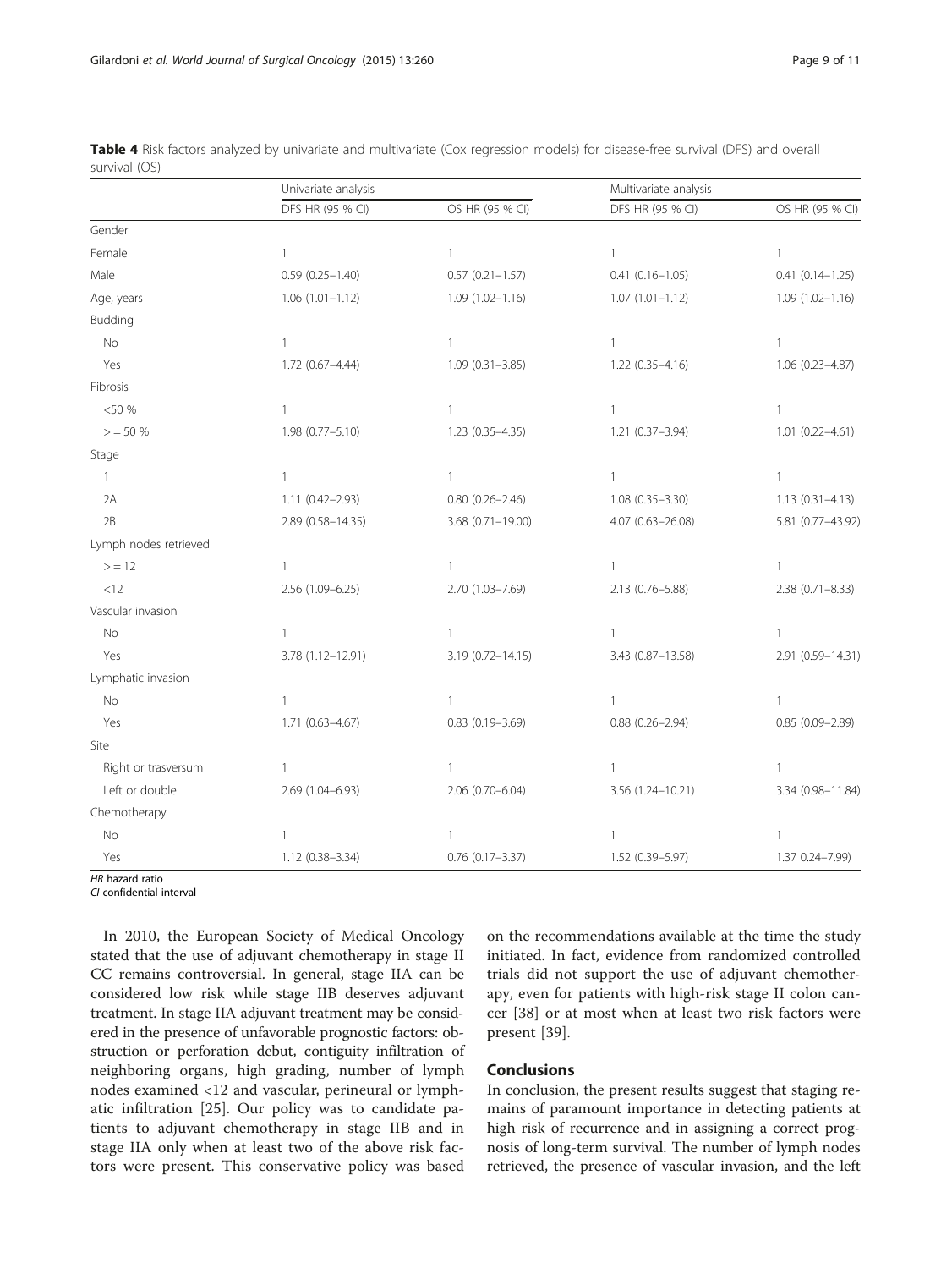**Table 4** Risk factors analyzed by univariate and multivariate (Cox regression models) for disease-free survival (DFS) and overall survival (OS)

| | Univariate analysis | | Multivariate analysis | |
|---|---|---|---|---|
| | DFS HR (95 % CI) | OS HR (95 % CI) | DFS HR (95 % CI) | OS HR (95 % CI) |
| Gender | | | | |
| Female | 1 | 1 | 1 | 1 |
| Male | 0.59 (0.25–1.40) | 0.57 (0.21–1.57) | 0.41 (0.16–1.05) | 0.41 (0.14–1.25) |
| Age, years | 1.06 (1.01–1.12) | 1.09 (1.02–1.16) | 1.07 (1.01–1.12) | 1.09 (1.02–1.16) |
| Budding | | | | |
| No | 1 | 1 | 1 | 1 |
| Yes | 1.72 (0.67–4.44) | 1.09 (0.31–3.85) | 1.22 (0.35–4.16) | 1.06 (0.23–4.87) |
| Fibrosis | | | | |
| <50 % | 1 | 1 | 1 | 1 |
| > = 50 % | 1.98 (0.77–5.10) | 1.23 (0.35–4.35) | 1.21 (0.37–3.94) | 1.01 (0.22–4.61) |
| Stage | | | | |
| 1 | 1 | 1 | 1 | 1 |
| 2A | 1.11 (0.42–2.93) | 0.80 (0.26–2.46) | 1.08 (0.35–3.30) | 1.13 (0.31–4.13) |
| 2B | 2.89 (0.58–14.35) | 3.68 (0.71–19.00) | 4.07 (0.63–26.08) | 5.81 (0.77–43.92) |
| Lymph nodes retrieved | | | | |
| > = 12 | 1 | 1 | 1 | 1 |
| <12 | 2.56 (1.09–6.25) | 2.70 (1.03–7.69) | 2.13 (0.76–5.88) | 2.38 (0.71–8.33) |
| Vascular invasion | | | | |
| No | 1 | 1 | 1 | 1 |
| Yes | 3.78 (1.12–12.91) | 3.19 (0.72–14.15) | 3.43 (0.87–13.58) | 2.91 (0.59–14.31) |
| Lymphatic invasion | | | | |
| No | 1 | 1 | 1 | 1 |
| Yes | 1.71 (0.63–4.67) | 0.83 (0.19–3.69) | 0.88 (0.26–2.94) | 0.85 (0.09–2.89) |
| Site | | | | |
| Right or trasversum | 1 | 1 | 1 | 1 |
| Left or double | 2.69 (1.04–6.93) | 2.06 (0.70–6.04) | 3.56 (1.24–10.21) | 3.34 (0.98–11.84) |
| Chemotherapy | | | | |
| No | 1 | 1 | 1 | 1 |
| Yes | 1.12 (0.38–3.34) | 0.76 (0.17–3.37) | 1.52 (0.39–5.97) | 1.37 0.24–7.99) |

*HR* hazard ratio
*CI* confidential interval

In 2010, the European Society of Medical Oncology stated that the use of adjuvant chemotherapy in stage II CC remains controversial. In general, stage IIA can be considered low risk while stage IIB deserves adjuvant treatment. In stage IIA adjuvant treatment may be considered in the presence of unfavorable prognostic factors: obstruction or perforation debut, contiguity infiltration of neighboring organs, high grading, number of lymph nodes examined <12 and vascular, perineural or lymphatic infiltration [25]. Our policy was to candidate patients to adjuvant chemotherapy in stage IIB and in stage IIA only when at least two of the above risk factors were present. This conservative policy was based on the recommendations available at the time the study initiated. In fact, evidence from randomized controlled trials did not support the use of adjuvant chemotherapy, even for patients with high-risk stage II colon cancer [38] or at most when at least two risk factors were present [39].

## Conclusions

In conclusion, the present results suggest that staging remains of paramount importance in detecting patients at high risk of recurrence and in assigning a correct prognosis of long-term survival. The number of lymph nodes retrieved, the presence of vascular invasion, and the left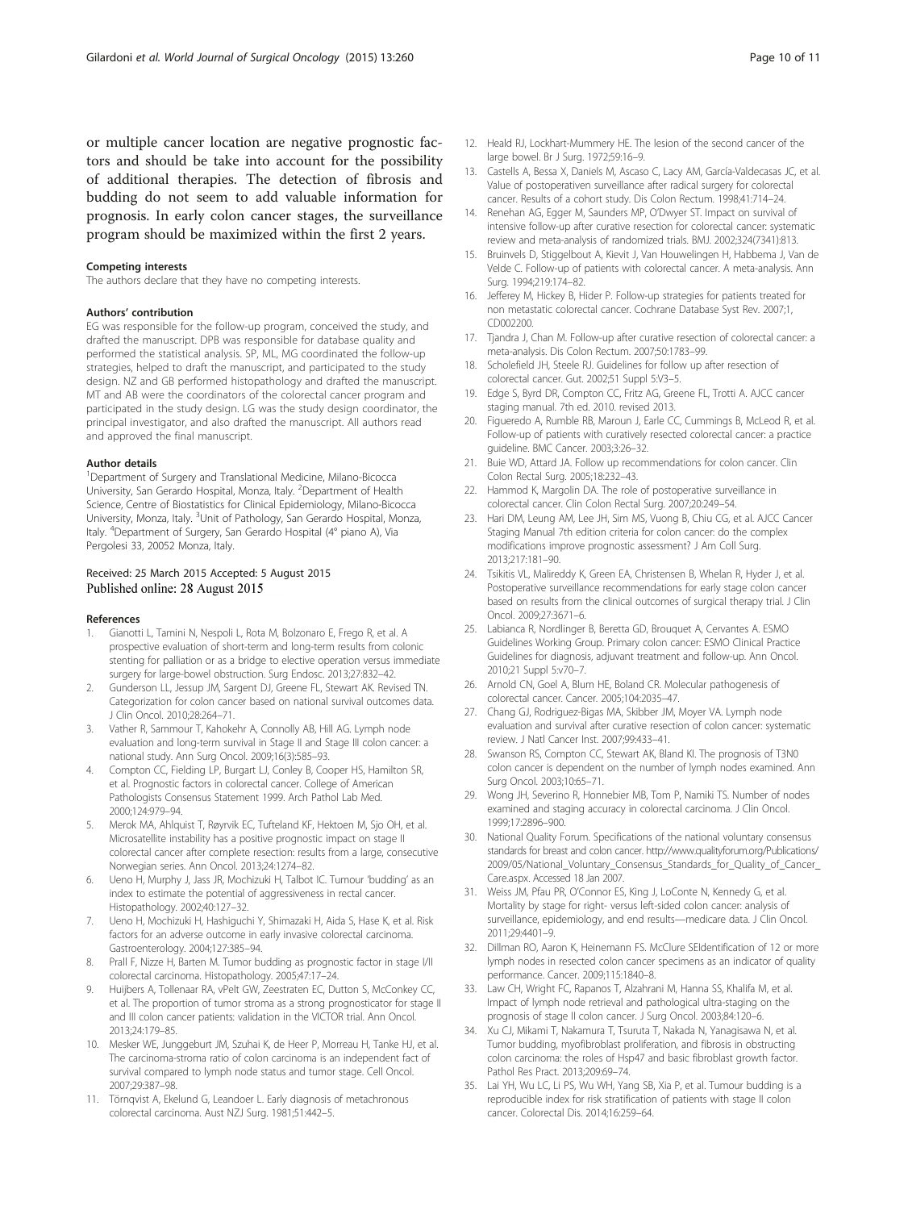or multiple cancer location are negative prognostic factors and should be take into account for the possibility of additional therapies. The detection of fibrosis and budding do not seem to add valuable information for prognosis. In early colon cancer stages, the surveillance program should be maximized within the first 2 years.

#### Competing interests

The authors declare that they have no competing interests.

#### Authors' contribution

EG was responsible for the follow-up program, conceived the study, and drafted the manuscript. DPB was responsible for database quality and performed the statistical analysis. SP, ML, MG coordinated the follow-up strategies, helped to draft the manuscript, and participated to the study design. NZ and GB performed histopathology and drafted the manuscript. MT and AB were the coordinators of the colorectal cancer program and participated in the study design. LG was the study design coordinator, the principal investigator, and also drafted the manuscript. All authors read and approved the final manuscript.

#### Author details

[1]Department of Surgery and Translational Medicine, Milano-Bicocca University, San Gerardo Hospital, Monza, Italy. [2]Department of Health Science, Centre of Biostatistics for Clinical Epidemiology, Milano-Bicocca University, Monza, Italy. [3]Unit of Pathology, San Gerardo Hospital, Monza, Italy. [4]Department of Surgery, San Gerardo Hospital (4° piano A), Via Pergolesi 33, 20052 Monza, Italy.

Received: 25 March 2015 Accepted: 5 August 2015
Published online: 28 August 2015

#### References

1. Gianotti L, Tamini N, Nespoli L, Rota M, Bolzonaro E, Frego R, et al. A prospective evaluation of short-term and long-term results from colonic stenting for palliation or as a bridge to elective operation versus immediate surgery for large-bowel obstruction. Surg Endosc. 2013;27:832–42.
2. Gunderson LL, Jessup JM, Sargent DJ, Greene FL, Stewart AK. Revised TN. Categorization for colon cancer based on national survival outcomes data. J Clin Oncol. 2010;28:264–71.
3. Vather R, Sammour T, Kahokehr A, Connolly AB, Hill AG. Lymph node evaluation and long-term survival in Stage II and Stage III colon cancer: a national study. Ann Surg Oncol. 2009;16(3):585–93.
4. Compton CC, Fielding LP, Burgart LJ, Conley B, Cooper HS, Hamilton SR, et al. Prognostic factors in colorectal cancer. College of American Pathologists Consensus Statement 1999. Arch Pathol Lab Med. 2000;124:979–94.
5. Merok MA, Ahlquist T, Røyrvik EC, Tufteland KF, Hektoen M, Sjo OH, et al. Microsatellite instability has a positive prognostic impact on stage II colorectal cancer after complete resection: results from a large, consecutive Norwegian series. Ann Oncol. 2013;24:1274–82.
6. Ueno H, Murphy J, Jass JR, Mochizuki H, Talbot IC. Tumour 'budding' as an index to estimate the potential of aggressiveness in rectal cancer. Histopathology. 2002;40:127–32.
7. Ueno H, Mochizuki H, Hashiguchi Y, Shimazaki H, Aida S, Hase K, et al. Risk factors for an adverse outcome in early invasive colorectal carcinoma. Gastroenterology. 2004;127:385–94.
8. Prall F, Nizze H, Barten M. Tumor budding as prognostic factor in stage I/II colorectal carcinoma. Histopathology. 2005;47:17–24.
9. Huijbers A, Tollenaar RA, vPelt GW, Zeestraten EC, Dutton S, McConkey CC, et al. The proportion of tumor stroma as a strong prognosticator for stage II and III colon cancer patients: validation in the VICTOR trial. Ann Oncol. 2013;24:179–85.
10. Mesker WE, Junggeburt JM, Szuhai K, de Heer P, Morreau H, Tanke HJ, et al. The carcinoma-stroma ratio of colon carcinoma is an independent fact of survival compared to lymph node status and tumor stage. Cell Oncol. 2007;29:387–98.
11. Törnqvist A, Ekelund G, Leandoer L. Early diagnosis of metachronous colorectal carcinoma. Aust NZJ Surg. 1981;51:442–5.
12. Heald RJ, Lockhart-Mummery HE. The lesion of the second cancer of the large bowel. Br J Surg. 1972;59:16–9.
13. Castells A, Bessa X, Daniels M, Ascaso C, Lacy AM, García-Valdecasas JC, et al. Value of postoperativen surveillance after radical surgery for colorectal cancer. Results of a cohort study. Dis Colon Rectum. 1998;41:714–24.
14. Renehan AG, Egger M, Saunders MP, O'Dwyer ST. Impact on survival of intensive follow-up after curative resection for colorectal cancer: systematic review and meta-analysis of randomized trials. BMJ. 2002;324(7341):813.
15. Bruinvels D, Stiggelbout A, Kievit J, Van Houwelingen H, Habbema J, Van de Velde C. Follow-up of patients with colorectal cancer. A meta-analysis. Ann Surg. 1994;219:174–82.
16. Jefferey M, Hickey B, Hider P. Follow-up strategies for patients treated for non metastatic colorectal cancer. Cochrane Database Syst Rev. 2007;1, CD002200.
17. Tjandra J, Chan M. Follow-up after curative resection of colorectal cancer: a meta-analysis. Dis Colon Rectum. 2007;50:1783–99.
18. Scholefield JH, Steele RJ. Guidelines for follow up after resection of colorectal cancer. Gut. 2002;51 Suppl 5:V3–5.
19. Edge S, Byrd DR, Compton CC, Fritz AG, Greene FL, Trotti A. AJCC cancer staging manual. 7th ed. 2010. revised 2013.
20. Figueredo A, Rumble RB, Maroun J, Earle CC, Cummings B, McLeod R, et al. Follow-up of patients with curatively resected colorectal cancer: a practice guideline. BMC Cancer. 2003;3:26–32.
21. Buie WD, Attard JA. Follow up recommendations for colon cancer. Clin Colon Rectal Surg. 2005;18:232–43.
22. Hammod K, Margolin DA. The role of postoperative surveillance in colorectal cancer. Clin Colon Rectal Surg. 2007;20:249–54.
23. Hari DM, Leung AM, Lee JH, Sim MS, Vuong B, Chiu CG, et al. AJCC Cancer Staging Manual 7th edition criteria for colon cancer: do the complex modifications improve prognostic assessment? J Am Coll Surg. 2013;217:181–90.
24. Tsikitis VL, Malireddy K, Green EA, Christensen B, Whelan R, Hyder J, et al. Postoperative surveillance recommendations for early stage colon cancer based on results from the clinical outcomes of surgical therapy trial. J Clin Oncol. 2009;27:3671–6.
25. Labianca R, Nordlinger B, Beretta GD, Brouquet A, Cervantes A. ESMO Guidelines Working Group. Primary colon cancer: ESMO Clinical Practice Guidelines for diagnosis, adjuvant treatment and follow-up. Ann Oncol. 2010;21 Suppl 5:v70–7.
26. Arnold CN, Goel A, Blum HE, Boland CR. Molecular pathogenesis of colorectal cancer. Cancer. 2005;104:2035–47.
27. Chang GJ, Rodriguez-Bigas MA, Skibber JM, Moyer VA. Lymph node evaluation and survival after curative resection of colon cancer: systematic review. J Natl Cancer Inst. 2007;99:433–41.
28. Swanson RS, Compton CC, Stewart AK, Bland KI. The prognosis of T3N0 colon cancer is dependent on the number of lymph nodes examined. Ann Surg Oncol. 2003;10:65–71.
29. Wong JH, Severino R, Honnebier MB, Tom P, Namiki TS. Number of nodes examined and staging accuracy in colorectal carcinoma. J Clin Oncol. 1999;17:2896–900.
30. National Quality Forum. Specifications of the national voluntary consensus standards for breast and colon cancer. http://www.qualityforum.org/Publications/2009/05/National_Voluntary_Consensus_Standards_for_Quality_of_Cancer_Care.aspx. Accessed 18 Jan 2007.
31. Weiss JM, Pfau PR, O'Connor ES, King J, LoConte N, Kennedy G, et al. Mortality by stage for right- versus left-sided colon cancer: analysis of surveillance, epidemiology, and end results—medicare data. J Clin Oncol. 2011;29:4401–9.
32. Dillman RO, Aaron K, Heinemann FS. McClure SEIdentification of 12 or more lymph nodes in resected colon cancer specimens as an indicator of quality performance. Cancer. 2009;115:1840–8.
33. Law CH, Wright FC, Rapanos T, Alzahrani M, Hanna SS, Khalifa M, et al. Impact of lymph node retrieval and pathological ultra-staging on the prognosis of stage II colon cancer. J Surg Oncol. 2003;84:120–6.
34. Xu CJ, Mikami T, Nakamura T, Tsuruta T, Nakada N, Yanagisawa N, et al. Tumor budding, myofibroblast proliferation, and fibrosis in obstructing colon carcinoma: the roles of Hsp47 and basic fibroblast growth factor. Pathol Res Pract. 2013;209:69–74.
35. Lai YH, Wu LC, Li PS, Wu WH, Yang SB, Xia P, et al. Tumour budding is a reproducible index for risk stratification of patients with stage II colon cancer. Colorectal Dis. 2014;16:259–64.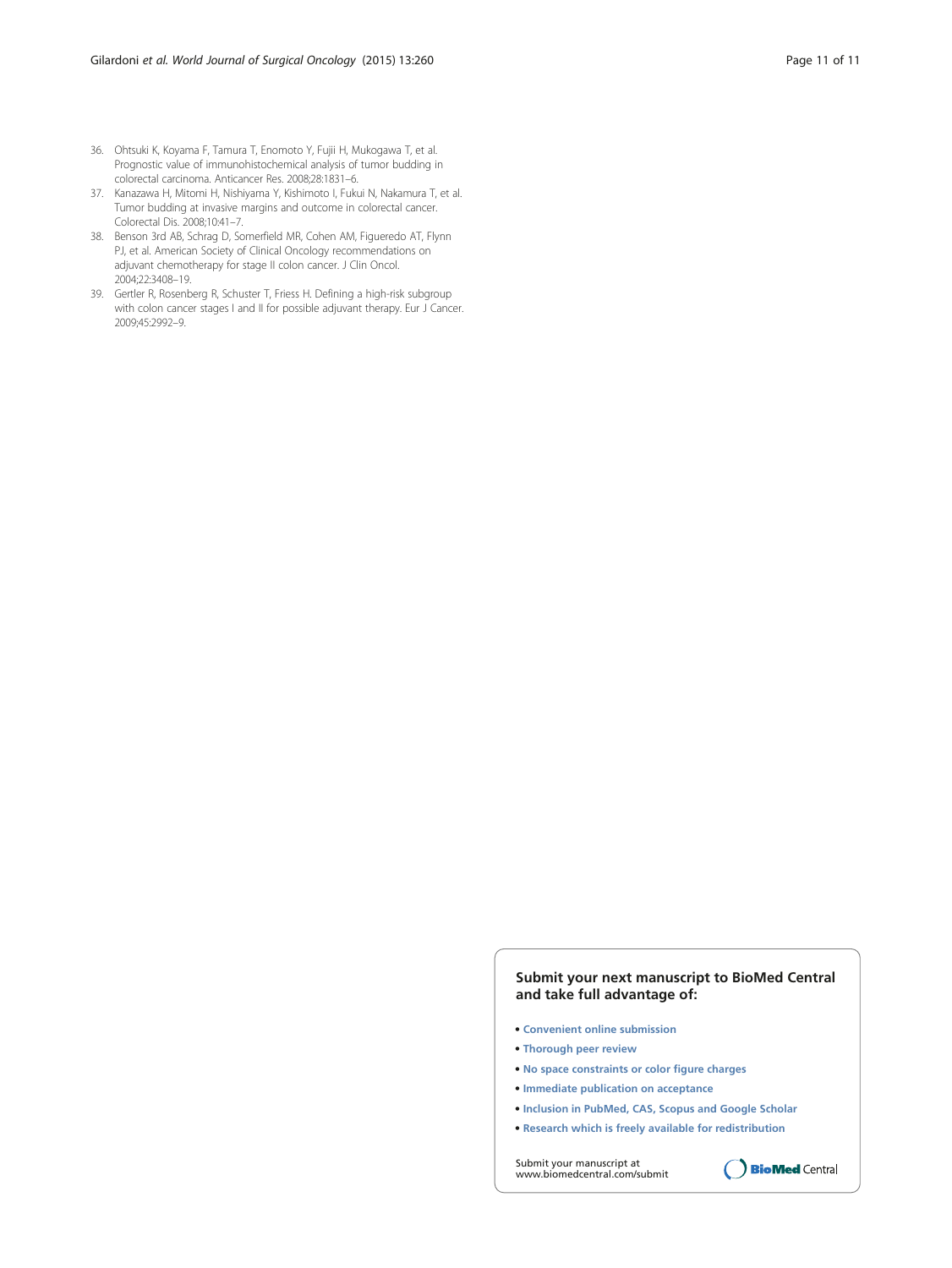36. Ohtsuki K, Koyama F, Tamura T, Enomoto Y, Fujii H, Mukogawa T, et al. Prognostic value of immunohistochemical analysis of tumor budding in colorectal carcinoma. Anticancer Res. 2008;28:1831–6.
37. Kanazawa H, Mitomi H, Nishiyama Y, Kishimoto I, Fukui N, Nakamura T, et al. Tumor budding at invasive margins and outcome in colorectal cancer. Colorectal Dis. 2008;10:41–7.
38. Benson 3rd AB, Schrag D, Somerfield MR, Cohen AM, Figueredo AT, Flynn PJ, et al. American Society of Clinical Oncology recommendations on adjuvant chemotherapy for stage II colon cancer. J Clin Oncol. 2004;22:3408–19.
39. Gertler R, Rosenberg R, Schuster T, Friess H. Defining a high-risk subgroup with colon cancer stages I and II for possible adjuvant therapy. Eur J Cancer. 2009;45:2992–9.

**Submit your next manuscript to BioMed Central and take full advantage of:**

- **Convenient online submission**
- **Thorough peer review**
- **No space constraints or color figure charges**
- **Immediate publication on acceptance**
- **Inclusion in PubMed, CAS, Scopus and Google Scholar**
- **Research which is freely available for redistribution**

Submit your manuscript at
www.biomedcentral.com/submit

BioMed Central